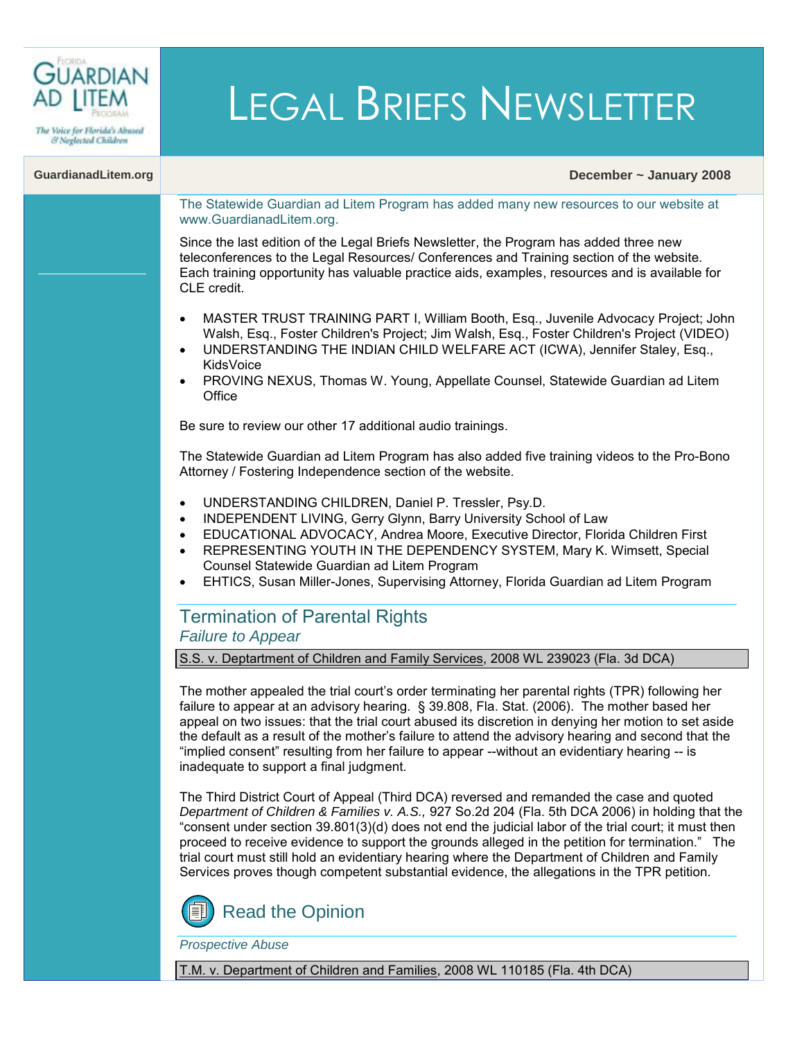# LEGAL BRIEFS NEWSLETTER

GuardianadLitem.org

**December ~ January 2008**

The Statewide Guardian ad Litem Program has added many new resources to our website at www.GuardianadLitem.org.

Since the last edition of the Legal Briefs Newsletter, the Program has added three new teleconferences to the Legal Resources/ Conferences and Training section of the website. Each training opportunity has valuable practice aids, examples, resources and is available for CLE credit.

- MASTER TRUST TRAINING PART I, William Booth, Esq., Juvenile Advocacy Project; John Walsh, Esq., Foster Children's Project; Jim Walsh, Esq., Foster Children's Project (VIDEO)
- UNDERSTANDING THE INDIAN CHILD WELFARE ACT (ICWA), Jennifer Staley, Esq., KidsVoice
- PROVING NEXUS, Thomas W. Young, Appellate Counsel, Statewide Guardian ad Litem Office

Be sure to review our other 17 additional audio trainings.

The Statewide Guardian ad Litem Program has also added five training videos to the Pro-Bono Attorney / Fostering Independence section of the website.

- UNDERSTANDING CHILDREN, Daniel P. Tressler, Psy.D.
- INDEPENDENT LIVING, Gerry Glynn, Barry University School of Law
- EDUCATIONAL ADVOCACY, Andrea Moore, Executive Director, Florida Children First
- REPRESENTING YOUTH IN THE DEPENDENCY SYSTEM, Mary K. Wimsett, Special Counsel Statewide Guardian ad Litem Program
- EHTICS, Susan Miller-Jones, Supervising Attorney, Florida Guardian ad Litem Program

## Termination of Parental Rights

### *Failure to Appear*

S.S. v. Deptartment of Children and Family Services, 2008 WL 239023 (Fla. 3d DCA)

The mother appealed the trial court's order terminating her parental rights (TPR) following her failure to appear at an advisory hearing. § 39.808, Fla. Stat. (2006). The mother based her appeal on two issues: that the trial court abused its discretion in denying her motion to set aside the default as a result of the mother's failure to attend the advisory hearing and second that the "implied consent" resulting from her failure to appear --without an evidentiary hearing -- is inadequate to support a final judgment.

The Third District Court of Appeal (Third DCA) reversed and remanded the case and quoted *Department of Children & Families v. A.S.,* 927 So.2d 204 (Fla. 5th DCA 2006) in holding that the "consent under section 39.801(3)(d) does not end the judicial labor of the trial court; it must then proceed to receive evidence to support the grounds alleged in the petition for termination." The trial court must still hold an evidentiary hearing where the Department of Children and Family Services proves though competent substantial evidence, the allegations in the TPR petition.

Read the Opinion

### *Prospective Abuse*

T.M. v. Department of Children and Families, 2008 WL 110185 (Fla. 4th DCA)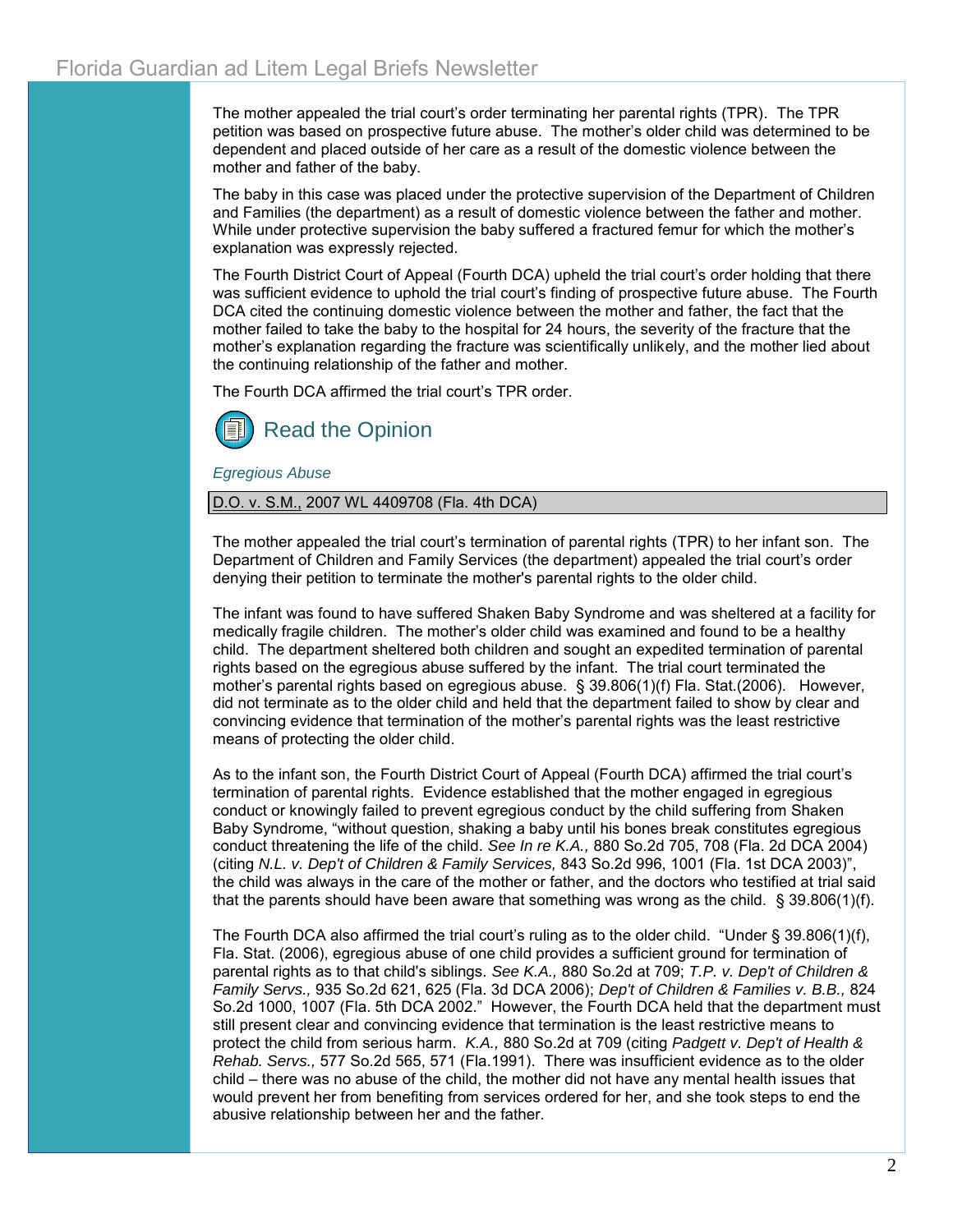The mother appealed the trial court's order terminating her parental rights (TPR). The TPR petition was based on prospective future abuse. The mother's older child was determined to be dependent and placed outside of her care as a result of the domestic violence between the mother and father of the baby.

The baby in this case was placed under the protective supervision of the Department of Children and Families (the department) as a result of domestic violence between the father and mother. While under protective supervision the baby suffered a fractured femur for which the mother's explanation was expressly rejected.

The Fourth District Court of Appeal (Fourth DCA) upheld the trial court's order holding that there was sufficient evidence to uphold the trial court's finding of prospective future abuse. The Fourth DCA cited the continuing domestic violence between the mother and father, the fact that the mother failed to take the baby to the hospital for 24 hours, the severity of the fracture that the mother's explanation regarding the fracture was scientifically unlikely, and the mother lied about the continuing relationship of the father and mother.

The Fourth DCA affirmed the trial court's TPR order.

Read the Opinion

*Egregious Abuse*

D.O. v. S.M., 2007 WL 4409708 (Fla. 4th DCA)

The mother appealed the trial court's termination of parental rights (TPR) to her infant son. The Department of Children and Family Services (the department) appealed the trial court's order denying their petition to terminate the mother's parental rights to the older child.

The infant was found to have suffered Shaken Baby Syndrome and was sheltered at a facility for medically fragile children. The mother's older child was examined and found to be a healthy child. The department sheltered both children and sought an expedited termination of parental rights based on the egregious abuse suffered by the infant. The trial court terminated the mother's parental rights based on egregious abuse. § 39.806(1)(f) Fla. Stat.(2006). However, did not terminate as to the older child and held that the department failed to show by clear and convincing evidence that termination of the mother's parental rights was the least restrictive means of protecting the older child.

As to the infant son, the Fourth District Court of Appeal (Fourth DCA) affirmed the trial court's termination of parental rights. Evidence established that the mother engaged in egregious conduct or knowingly failed to prevent egregious conduct by the child suffering from Shaken Baby Syndrome, "without question, shaking a baby until his bones break constitutes egregious conduct threatening the life of the child. *See In re K.A.,* 880 So.2d 705, 708 (Fla. 2d DCA 2004) (citing *N.L. v. Dep't of Children & Family Services,* 843 So.2d 996, 1001 (Fla. 1st DCA 2003)", the child was always in the care of the mother or father, and the doctors who testified at trial said that the parents should have been aware that something was wrong as the child. § 39.806(1)(f).

The Fourth DCA also affirmed the trial court's ruling as to the older child. "Under § 39.806(1)(f), Fla. Stat. (2006), egregious abuse of one child provides a sufficient ground for termination of parental rights as to that child's siblings. *See K.A.,* 880 So.2d at 709; *T.P. v. Dep't of Children & Family Servs.,* 935 So.2d 621, 625 (Fla. 3d DCA 2006); *Dep't of Children & Families v. B.B.,* 824 So.2d 1000, 1007 (Fla. 5th DCA 2002." However, the Fourth DCA held that the department must still present clear and convincing evidence that termination is the least restrictive means to protect the child from serious harm. *K.A.,* 880 So.2d at 709 (citing *Padgett v. Dep't of Health & Rehab. Servs.,* 577 So.2d 565, 571 (Fla.1991). There was insufficient evidence as to the older child – there was no abuse of the child, the mother did not have any mental health issues that would prevent her from benefiting from services ordered for her, and she took steps to end the abusive relationship between her and the father.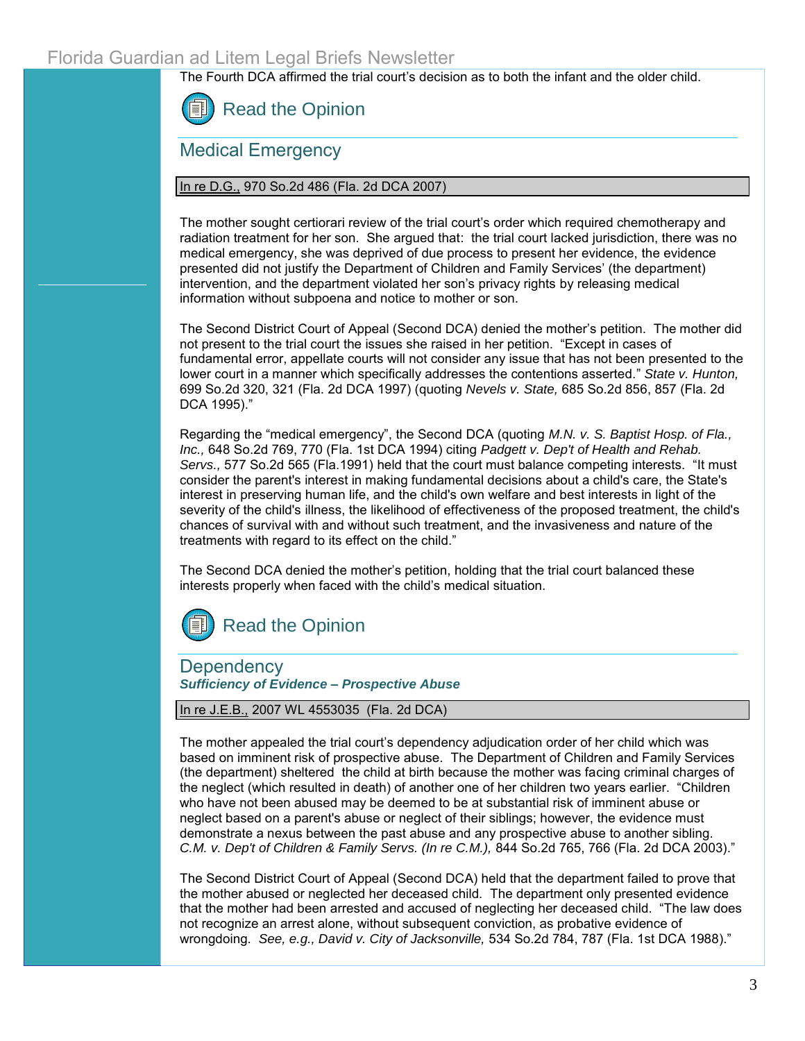The Fourth DCA affirmed the trial court's decision as to both the infant and the older child.

Read the Opinion

## Medical Emergency

In re D.G., 970 So.2d 486 (Fla. 2d DCA 2007)

The mother sought certiorari review of the trial court's order which required chemotherapy and radiation treatment for her son. She argued that: the trial court lacked jurisdiction, there was no medical emergency, she was deprived of due process to present her evidence, the evidence presented did not justify the Department of Children and Family Services' (the department) intervention, and the department violated her son's privacy rights by releasing medical information without subpoena and notice to mother or son.

The Second District Court of Appeal (Second DCA) denied the mother's petition. The mother did not present to the trial court the issues she raised in her petition. "Except in cases of fundamental error, appellate courts will not consider any issue that has not been presented to the lower court in a manner which specifically addresses the contentions asserted." *State v. Hunton,* 699 So.2d 320, 321 (Fla. 2d DCA 1997) (quoting *Nevels v. State,* 685 So.2d 856, 857 (Fla. 2d DCA 1995)."

Regarding the "medical emergency", the Second DCA (quoting *M.N. v. S. Baptist Hosp. of Fla., Inc.,* 648 So.2d 769, 770 (Fla. 1st DCA 1994) citing *Padgett v. Dep't of Health and Rehab. Servs.,* 577 So.2d 565 (Fla.1991) held that the court must balance competing interests. "It must consider the parent's interest in making fundamental decisions about a child's care, the State's interest in preserving human life, and the child's own welfare and best interests in light of the severity of the child's illness, the likelihood of effectiveness of the proposed treatment, the child's chances of survival with and without such treatment, and the invasiveness and nature of the treatments with regard to its effect on the child."

The Second DCA denied the mother's petition, holding that the trial court balanced these interests properly when faced with the child's medical situation.

Read the Opinion

## Dependency

***Sufficiency of Evidence – Prospective Abuse***

In re J.E.B., 2007 WL 4553035 (Fla. 2d DCA)

The mother appealed the trial court's dependency adjudication order of her child which was based on imminent risk of prospective abuse. The Department of Children and Family Services (the department) sheltered the child at birth because the mother was facing criminal charges of the neglect (which resulted in death) of another one of her children two years earlier. "Children who have not been abused may be deemed to be at substantial risk of imminent abuse or neglect based on a parent's abuse or neglect of their siblings; however, the evidence must demonstrate a nexus between the past abuse and any prospective abuse to another sibling. *C.M. v. Dep't of Children & Family Servs. (In re C.M.),* 844 So.2d 765, 766 (Fla. 2d DCA 2003)."

The Second District Court of Appeal (Second DCA) held that the department failed to prove that the mother abused or neglected her deceased child. The department only presented evidence that the mother had been arrested and accused of neglecting her deceased child. "The law does not recognize an arrest alone, without subsequent conviction, as probative evidence of wrongdoing. *See, e.g., David v. City of Jacksonville,* 534 So.2d 784, 787 (Fla. 1st DCA 1988)."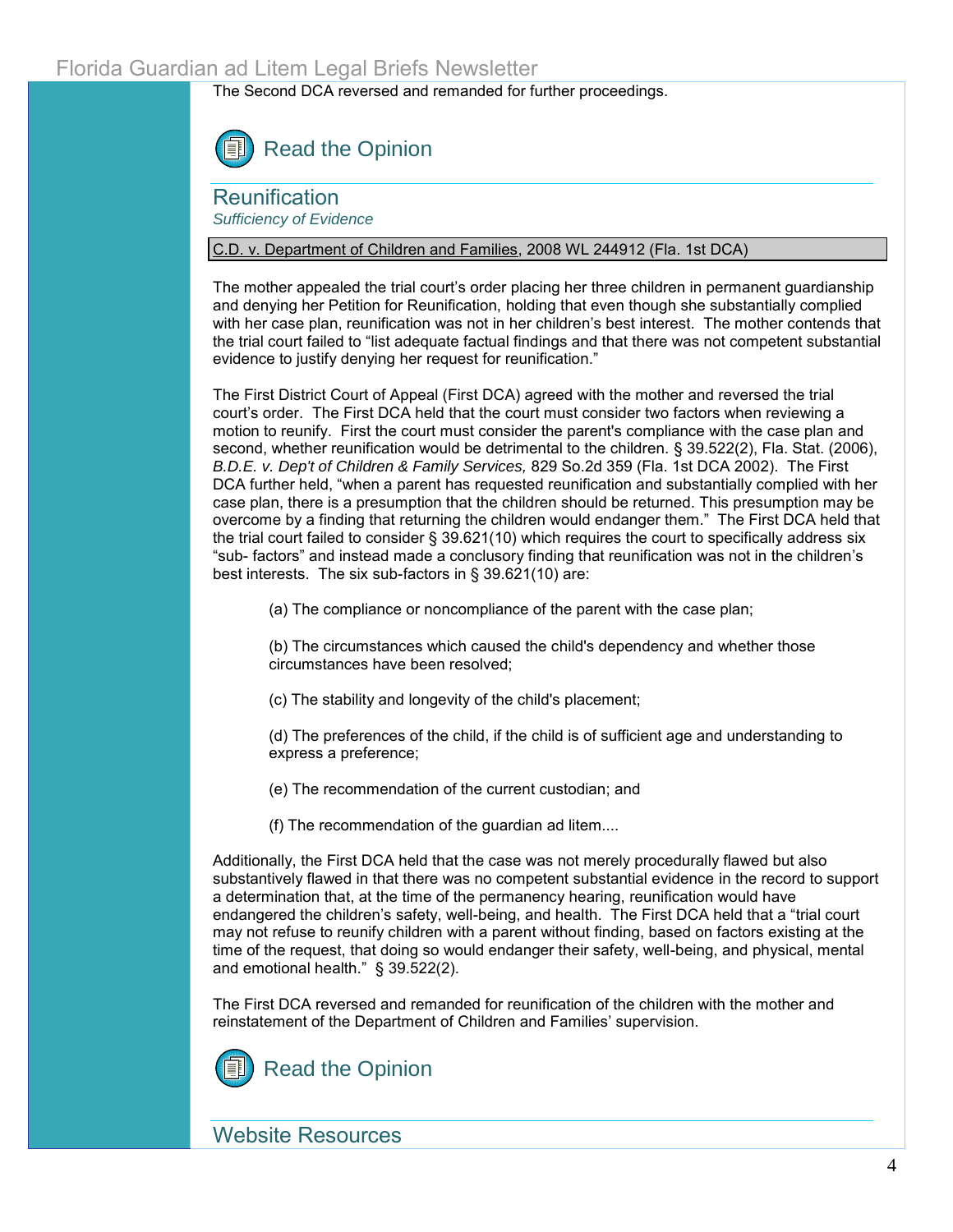The Second DCA reversed and remanded for further proceedings.

Read the Opinion

## Reunification

*Sufficiency of Evidence*

C.D. v. Department of Children and Families, 2008 WL 244912 (Fla. 1st DCA)

The mother appealed the trial court's order placing her three children in permanent guardianship and denying her Petition for Reunification, holding that even though she substantially complied with her case plan, reunification was not in her children's best interest. The mother contends that the trial court failed to "list adequate factual findings and that there was not competent substantial evidence to justify denying her request for reunification."

The First District Court of Appeal (First DCA) agreed with the mother and reversed the trial court's order. The First DCA held that the court must consider two factors when reviewing a motion to reunify. First the court must consider the parent's compliance with the case plan and second, whether reunification would be detrimental to the children. § 39.522(2), Fla. Stat. (2006), *B.D.E. v. Dep't of Children & Family Services,* 829 So.2d 359 (Fla. 1st DCA 2002). The First DCA further held, "when a parent has requested reunification and substantially complied with her case plan, there is a presumption that the children should be returned. This presumption may be overcome by a finding that returning the children would endanger them." The First DCA held that the trial court failed to consider § 39.621(10) which requires the court to specifically address six "sub- factors" and instead made a conclusory finding that reunification was not in the children's best interests. The six sub-factors in § 39.621(10) are:

(a) The compliance or noncompliance of the parent with the case plan;

(b) The circumstances which caused the child's dependency and whether those circumstances have been resolved;

(c) The stability and longevity of the child's placement;

(d) The preferences of the child, if the child is of sufficient age and understanding to express a preference;

(e) The recommendation of the current custodian; and

(f) The recommendation of the guardian ad litem....

Additionally, the First DCA held that the case was not merely procedurally flawed but also substantively flawed in that there was no competent substantial evidence in the record to support a determination that, at the time of the permanency hearing, reunification would have endangered the children's safety, well-being, and health. The First DCA held that a "trial court may not refuse to reunify children with a parent without finding, based on factors existing at the time of the request, that doing so would endanger their safety, well-being, and physical, mental and emotional health." § 39.522(2).

The First DCA reversed and remanded for reunification of the children with the mother and reinstatement of the Department of Children and Families' supervision.

Read the Opinion

## Website Resources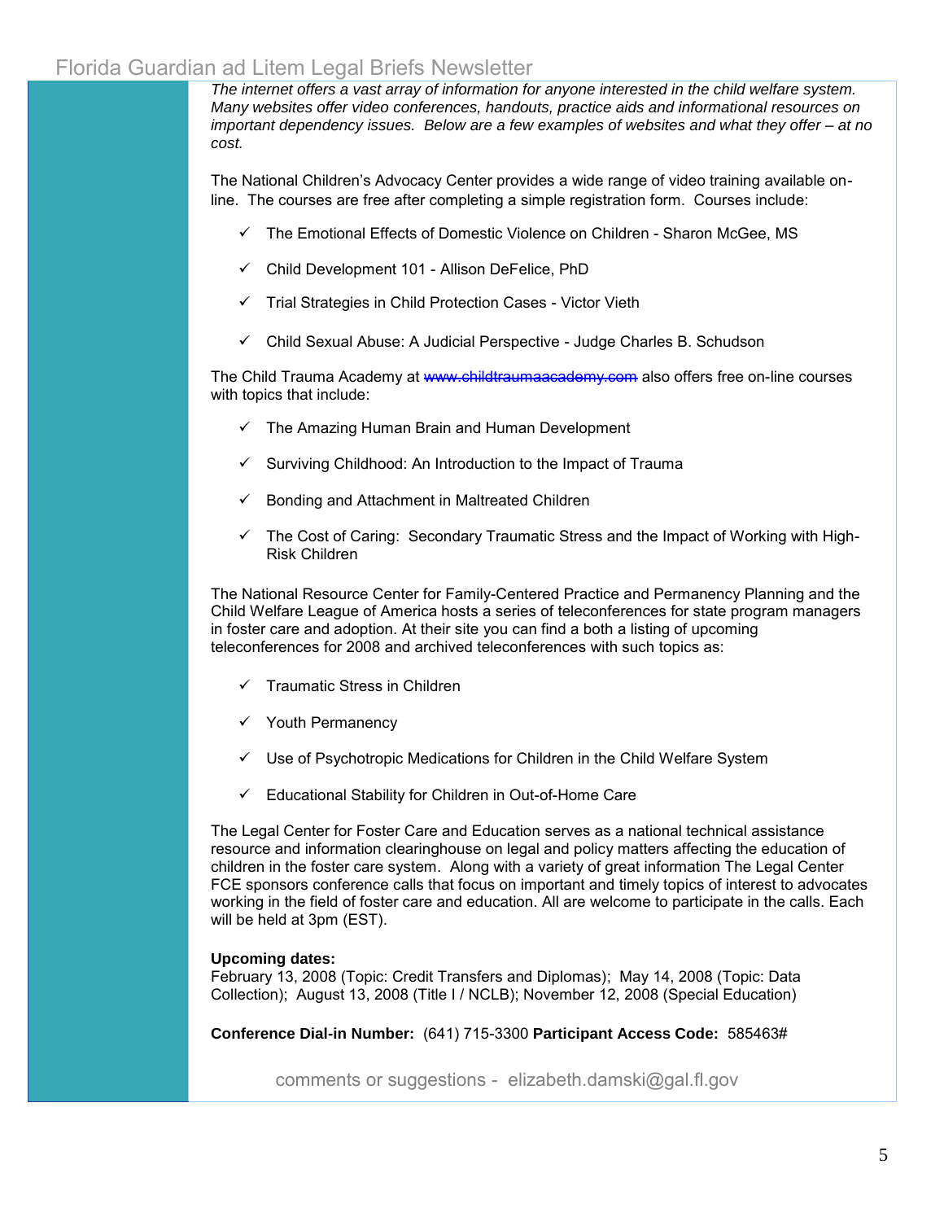*The internet offers a vast array of information for anyone interested in the child welfare system. Many websites offer video conferences, handouts, practice aids and informational resources on important dependency issues. Below are a few examples of websites and what they offer – at no cost.*

The National Children's Advocacy Center provides a wide range of video training available on-line. The courses are free after completing a simple registration form. Courses include:

- ✓ The Emotional Effects of Domestic Violence on Children - Sharon McGee, MS
- ✓ Child Development 101 - Allison DeFelice, PhD
- ✓ Trial Strategies in Child Protection Cases - Victor Vieth
- ✓ Child Sexual Abuse: A Judicial Perspective - Judge Charles B. Schudson

The Child Trauma Academy at www.childtraumaacademy.com also offers free on-line courses with topics that include:

- ✓ The Amazing Human Brain and Human Development
- ✓ Surviving Childhood: An Introduction to the Impact of Trauma
- ✓ Bonding and Attachment in Maltreated Children
- ✓ The Cost of Caring: Secondary Traumatic Stress and the Impact of Working with High-Risk Children

The National Resource Center for Family-Centered Practice and Permanency Planning and the Child Welfare League of America hosts a series of teleconferences for state program managers in foster care and adoption. At their site you can find a both a listing of upcoming teleconferences for 2008 and archived teleconferences with such topics as:

- ✓ Traumatic Stress in Children
- ✓ Youth Permanency
- ✓ Use of Psychotropic Medications for Children in the Child Welfare System
- ✓ Educational Stability for Children in Out-of-Home Care

The Legal Center for Foster Care and Education serves as a national technical assistance resource and information clearinghouse on legal and policy matters affecting the education of children in the foster care system. Along with a variety of great information The Legal Center FCE sponsors conference calls that focus on important and timely topics of interest to advocates working in the field of foster care and education. All are welcome to participate in the calls. Each will be held at 3pm (EST).

**Upcoming dates:**
February 13, 2008 (Topic: Credit Transfers and Diplomas); May 14, 2008 (Topic: Data Collection); August 13, 2008 (Title I / NCLB); November 12, 2008 (Special Education)

**Conference Dial-in Number:** (641) 715-3300 **Participant Access Code:** 585463#

comments or suggestions - elizabeth.damski@gal.fl.gov